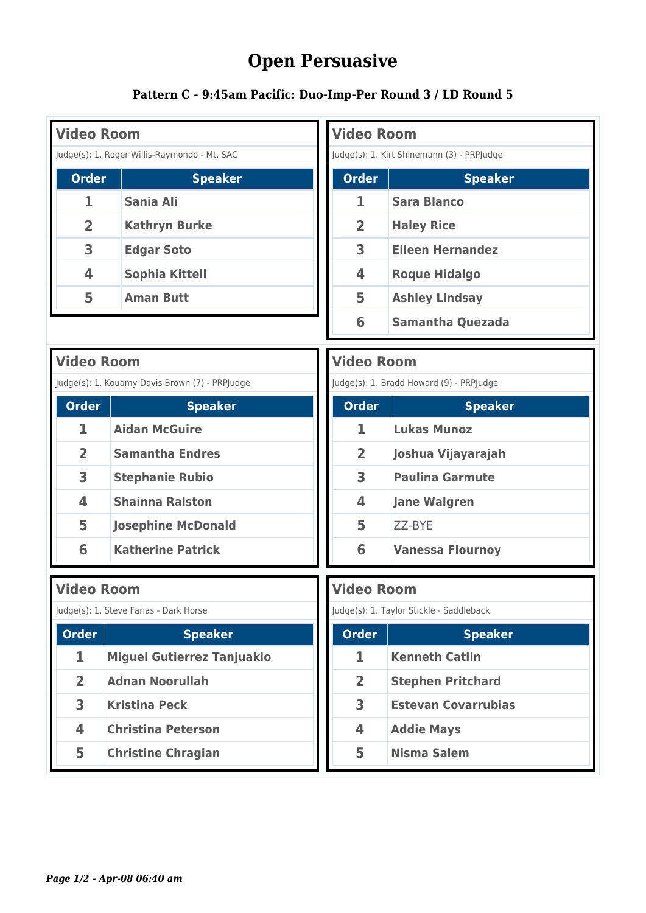# Open Persuasive

### Pattern C - 9:45am Pacific: Duo-Imp-Per Round 3 / LD Round 5

## Video Room

Judge(s): 1. Roger Willis-Raymondo - Mt. SAC

| Order | Speaker |
|---|---|
| 1 | Sania Ali |
| 2 | Kathryn Burke |
| 3 | Edgar Soto |
| 4 | Sophia Kittell |
| 5 | Aman Butt |

## Video Room

Judge(s): 1. Kirt Shinemann (3) - PRPJudge

| Order | Speaker |
|---|---|
| 1 | Sara Blanco |
| 2 | Haley Rice |
| 3 | Eileen Hernandez |
| 4 | Roque Hidalgo |
| 5 | Ashley Lindsay |
| 6 | Samantha Quezada |

## Video Room

Judge(s): 1. Kouamy Davis Brown (7) - PRPJudge

| Order | Speaker |
|---|---|
| 1 | Aidan McGuire |
| 2 | Samantha Endres |
| 3 | Stephanie Rubio |
| 4 | Shainna Ralston |
| 5 | Josephine McDonald |
| 6 | Katherine Patrick |

## Video Room

Judge(s): 1. Bradd Howard (9) - PRPJudge

| Order | Speaker |
|---|---|
| 1 | Lukas Munoz |
| 2 | Joshua Vijayarajah |
| 3 | Paulina Garmute |
| 4 | Jane Walgren |
| 5 | ZZ-BYE |
| 6 | Vanessa Flournoy |

## Video Room

Judge(s): 1. Steve Farias - Dark Horse

| Order | Speaker |
|---|---|
| 1 | Miguel Gutierrez Tanjuakio |
| 2 | Adnan Noorullah |
| 3 | Kristina Peck |
| 4 | Christina Peterson |
| 5 | Christine Chragian |

## Video Room

Judge(s): 1. Taylor Stickle - Saddleback

| Order | Speaker |
|---|---|
| 1 | Kenneth Catlin |
| 2 | Stephen Pritchard |
| 3 | Estevan Covarrubias |
| 4 | Addie Mays |
| 5 | Nisma Salem |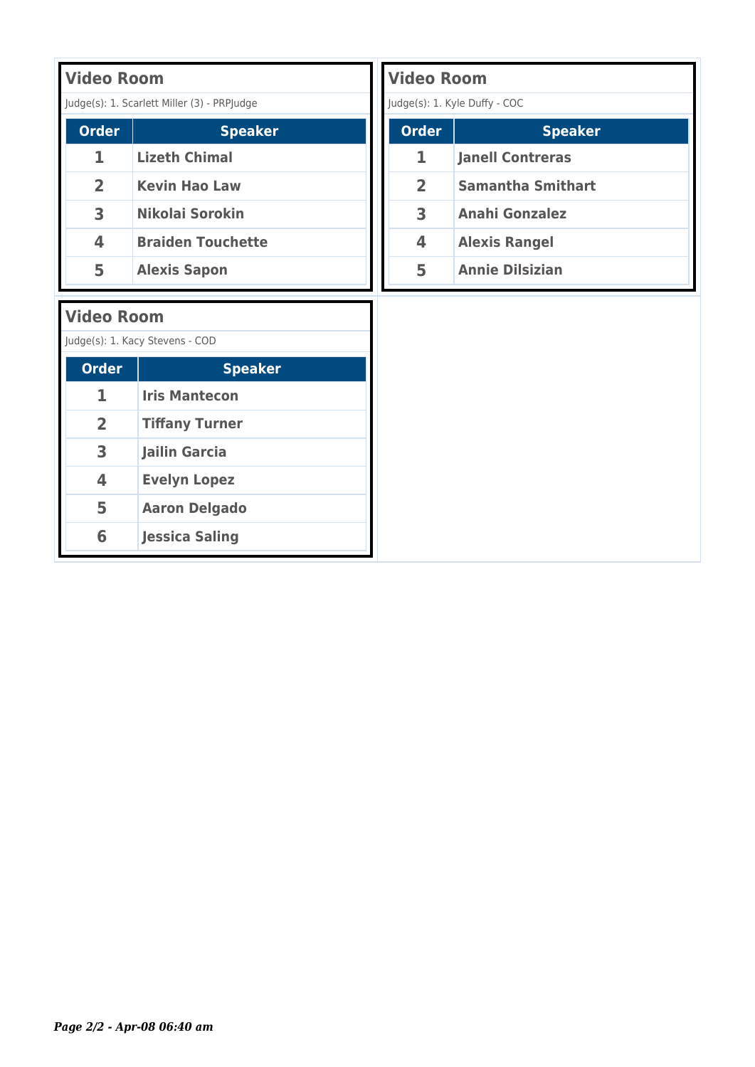## Video Room

Judge(s): 1. Scarlett Miller (3) - PRPJudge

| Order | Speaker |
|---|---|
| 1 | Lizeth Chimal |
| 2 | Kevin Hao Law |
| 3 | Nikolai Sorokin |
| 4 | Braiden Touchette |
| 5 | Alexis Sapon |

## Video Room

Judge(s): 1. Kyle Duffy - COC

| Order | Speaker |
|---|---|
| 1 | Janell Contreras |
| 2 | Samantha Smithart |
| 3 | Anahi Gonzalez |
| 4 | Alexis Rangel |
| 5 | Annie Dilsizian |

## Video Room

Judge(s): 1. Kacy Stevens - COD

| Order | Speaker |
|---|---|
| 1 | Iris Mantecon |
| 2 | Tiffany Turner |
| 3 | Jailin Garcia |
| 4 | Evelyn Lopez |
| 5 | Aaron Delgado |
| 6 | Jessica Saling |